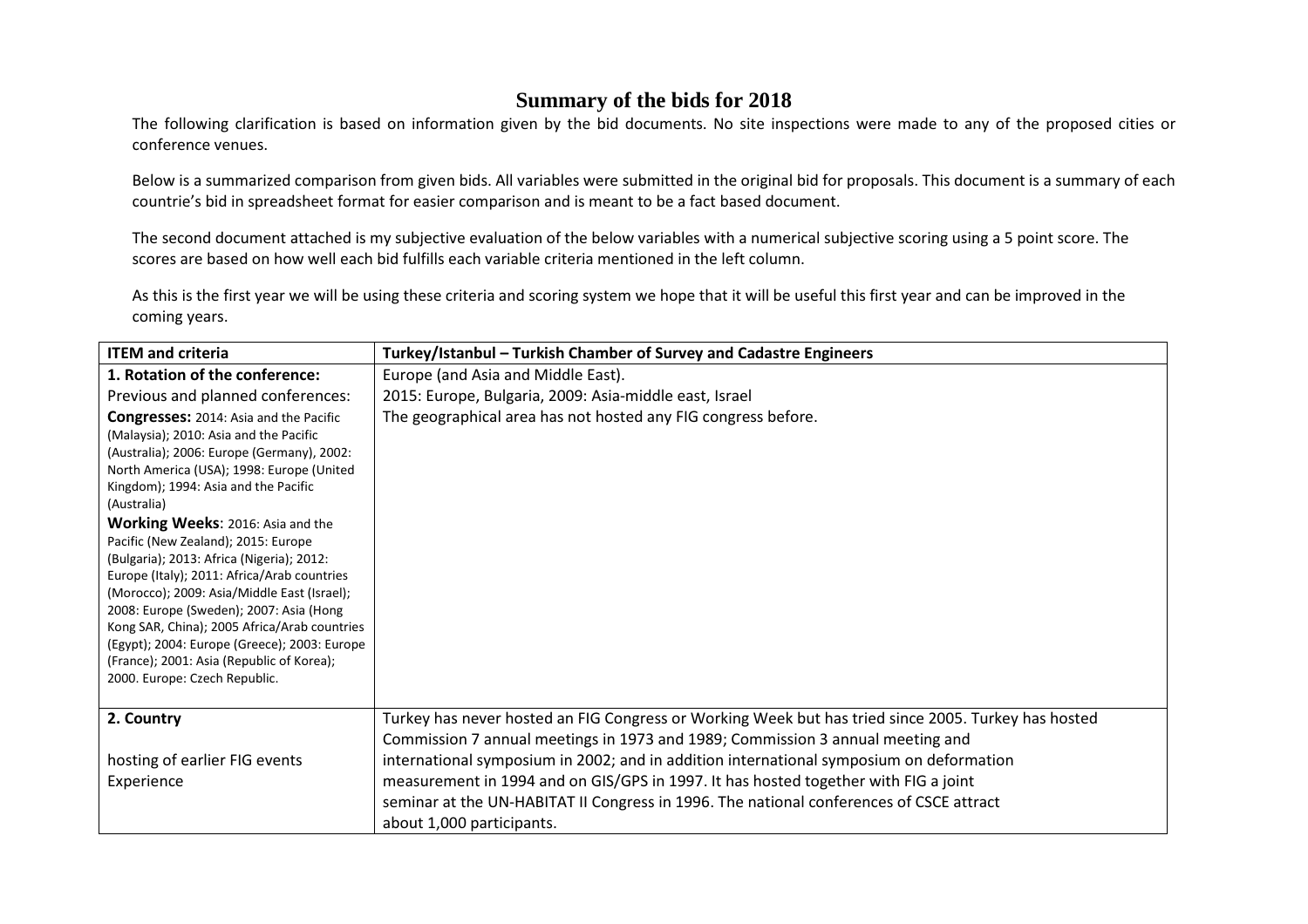# Summary of the bids for 2018

The following clarification is based on information given by the bid documents. No site inspections were made to any of the proposed cities or conference venues.

Below is a summarized comparison from given bids. All variables were submitted in the original bid for proposals. This document is a summary of each countrie's bid in spreadsheet format for easier comparison and is meant to be a fact based document.

The second document attached is my subjective evaluation of the below variables with a numerical subjective scoring using a 5 point score. The scores are based on how well each bid fulfills each variable criteria mentioned in the left column.

As this is the first year we will be using these criteria and scoring system we hope that it will be useful this first year and can be improved in the coming years.

| ITEM and criteria | Turkey/Istanbul – Turkish Chamber of Survey and Cadastre Engineers |
|---|---|
| **1. Rotation of the conference:**<br>Previous and planned conferences:<br>**Congresses:** 2014: Asia and the Pacific (Malaysia); 2010: Asia and the Pacific (Australia); 2006: Europe (Germany), 2002: North America (USA); 1998: Europe (United Kingdom); 1994: Asia and the Pacific (Australia)<br>**Working Weeks**: 2016: Asia and the Pacific (New Zealand); 2015: Europe (Bulgaria); 2013: Africa (Nigeria); 2012: Europe (Italy); 2011: Africa/Arab countries (Morocco); 2009: Asia/Middle East (Israel); 2008: Europe (Sweden); 2007: Asia (Hong Kong SAR, China); 2005 Africa/Arab countries (Egypt); 2004: Europe (Greece); 2003: Europe (France); 2001: Asia (Republic of Korea); 2000. Europe: Czech Republic. | Europe (and Asia and Middle East).<br>2015: Europe, Bulgaria, 2009: Asia-middle east, Israel<br>The geographical area has not hosted any FIG congress before. |
| **2. Country**<br><br>hosting of earlier FIG events<br>Experience | Turkey has never hosted an FIG Congress or Working Week but has tried since 2005. Turkey has hosted Commission 7 annual meetings in 1973 and 1989; Commission 3 annual meeting and international symposium in 2002; and in addition international symposium on deformation measurement in 1994 and on GIS/GPS in 1997. It has hosted together with FIG a joint seminar at the UN-HABITAT II Congress in 1996. The national conferences of CSCE attract about 1,000 participants. |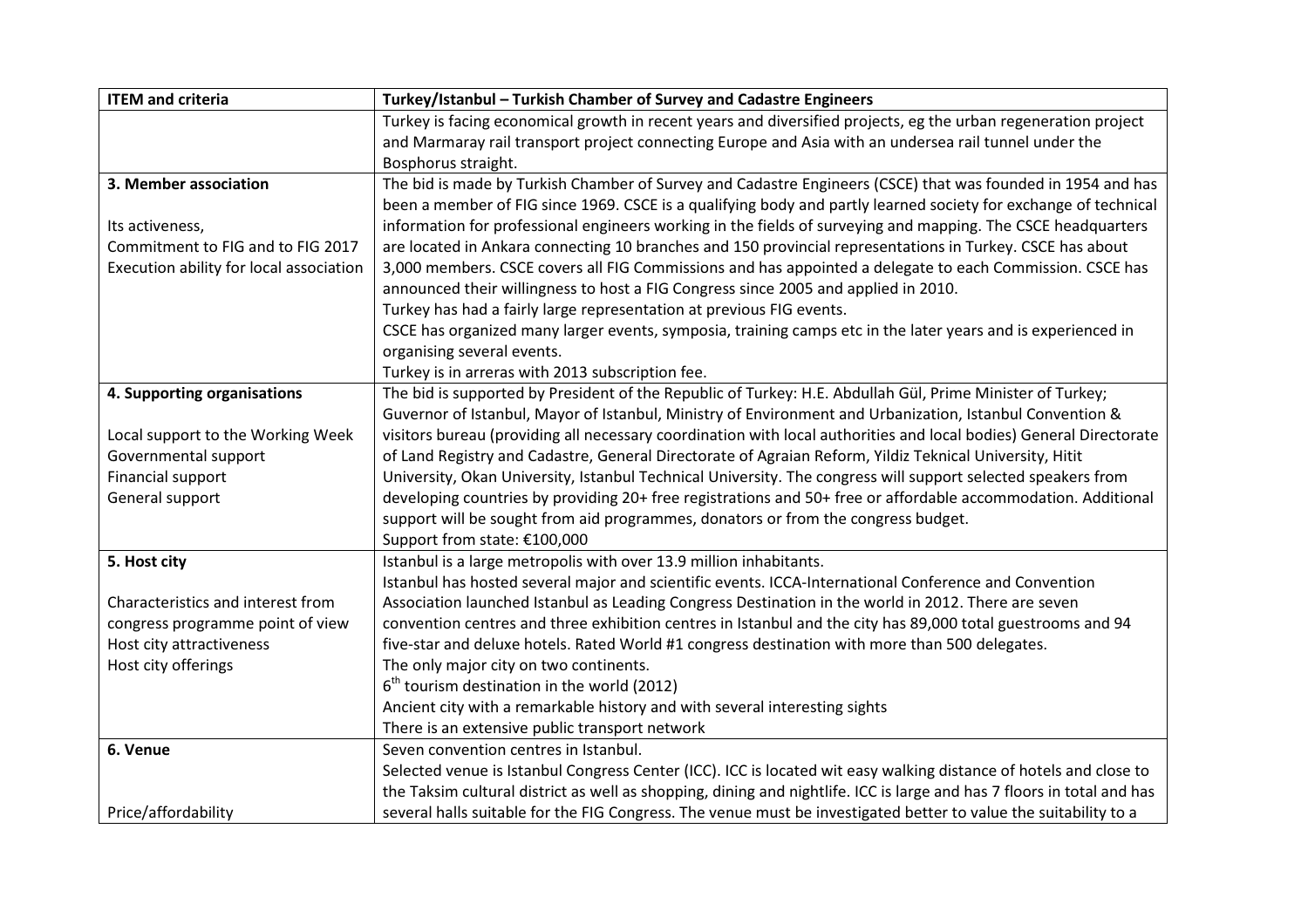| ITEM and criteria | Turkey/Istanbul – Turkish Chamber of Survey and Cadastre Engineers |
|---|---|
| | Turkey is facing economical growth in recent years and diversified projects, eg the urban regeneration project and Marmaray rail transport project connecting Europe and Asia with an undersea rail tunnel under the Bosphorus straight. |
| **3. Member association**<br><br>Its activeness,<br>Commitment to FIG and to FIG 2017<br>Execution ability for local association | The bid is made by Turkish Chamber of Survey and Cadastre Engineers (CSCE) that was founded in 1954 and has been a member of FIG since 1969. CSCE is a qualifying body and partly learned society for exchange of technical information for professional engineers working in the fields of surveying and mapping. The CSCE headquarters are located in Ankara connecting 10 branches and 150 provincial representations in Turkey. CSCE has about 3,000 members. CSCE covers all FIG Commissions and has appointed a delegate to each Commission. CSCE has announced their willingness to host a FIG Congress since 2005 and applied in 2010.<br>Turkey has had a fairly large representation at previous FIG events.<br>CSCE has organized many larger events, symposia, training camps etc in the later years and is experienced in organising several events.<br>Turkey is in arreras with 2013 subscription fee. |
| **4. Supporting organisations**<br><br>Local support to the Working Week<br>Governmental support<br>Financial support<br>General support | The bid is supported by President of the Republic of Turkey: H.E. Abdullah Gül, Prime Minister of Turkey; Guvernor of Istanbul, Mayor of Istanbul, Ministry of Environment and Urbanization, Istanbul Convention & visitors bureau (providing all necessary coordination with local authorities and local bodies) General Directorate of Land Registry and Cadastre, General Directorate of Agraian Reform, Yildiz Teknical University, Hitit University, Okan University, Istanbul Technical University. The congress will support selected speakers from developing countries by providing 20+ free registrations and 50+ free or affordable accommodation. Additional support will be sought from aid programmes, donators or from the congress budget.<br>Support from state: €100,000 |
| **5. Host city**<br><br>Characteristics and interest from congress programme point of view<br>Host city attractiveness<br>Host city offerings | Istanbul is a large metropolis with over 13.9 million inhabitants.<br>Istanbul has hosted several major and scientific events. ICCA-International Conference and Convention Association launched Istanbul as Leading Congress Destination in the world in 2012. There are seven convention centres and three exhibition centres in Istanbul and the city has 89,000 total guestrooms and 94 five-star and deluxe hotels. Rated World #1 congress destination with more than 500 delegates.<br>The only major city on two continents.<br>6th tourism destination in the world (2012)<br>Ancient city with a remarkable history and with several interesting sights<br>There is an extensive public transport network |
| **6. Venue**<br><br><br>Price/affordability | Seven convention centres in Istanbul.<br>Selected venue is Istanbul Congress Center (ICC). ICC is located wit easy walking distance of hotels and close to the Taksim cultural district as well as shopping, dining and nightlife. ICC is large and has 7 floors in total and has several halls suitable for the FIG Congress. The venue must be investigated better to value the suitability to a |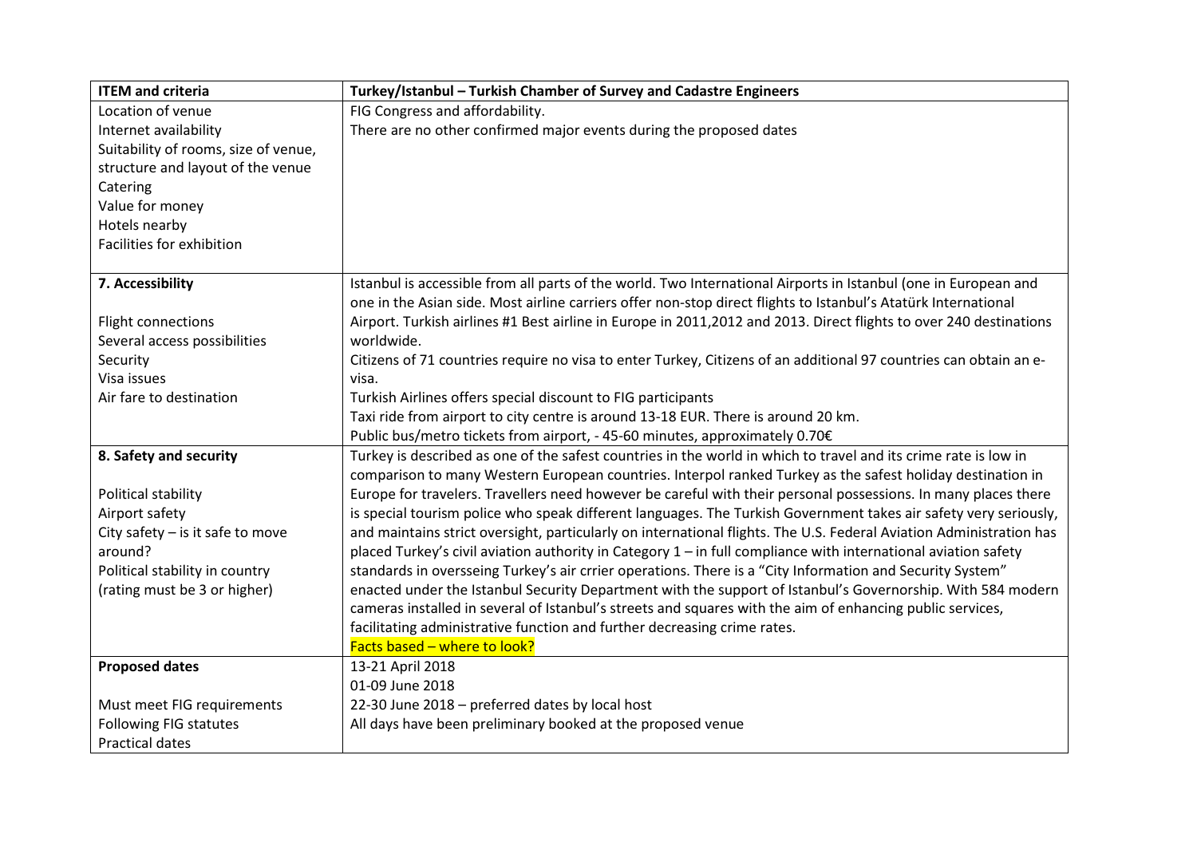| **ITEM and criteria** | **Turkey/Istanbul – Turkish Chamber of Survey and Cadastre Engineers** |
|---|---|
| Location of venue<br>Internet availability<br>Suitability of rooms, size of venue, structure and layout of the venue<br>Catering<br>Value for money<br>Hotels nearby<br>Facilities for exhibition | FIG Congress and affordability.<br>There are no other confirmed major events during the proposed dates |
| **7. Accessibility**<br><br>Flight connections<br>Several access possibilities<br>Security<br>Visa issues<br>Air fare to destination | Istanbul is accessible from all parts of the world. Two International Airports in Istanbul (one in European and one in the Asian side. Most airline carriers offer non-stop direct flights to Istanbul's Atatürk International Airport. Turkish airlines #1 Best airline in Europe in 2011,2012 and 2013. Direct flights to over 240 destinations worldwide.<br>Citizens of 71 countries require no visa to enter Turkey, Citizens of an additional 97 countries can obtain an e-visa.<br>Turkish Airlines offers special discount to FIG participants<br>Taxi ride from airport to city centre is around 13-18 EUR. There is around 20 km.<br>Public bus/metro tickets from airport, - 45-60 minutes, approximately 0.70€ |
| **8. Safety and security**<br><br>Political stability<br>Airport safety<br>City safety – is it safe to move around?<br>Political stability in country (rating must be 3 or higher) | Turkey is described as one of the safest countries in the world in which to travel and its crime rate is low in comparison to many Western European countries. Interpol ranked Turkey as the safest holiday destination in Europe for travelers. Travellers need however be careful with their personal possessions. In many places there is special tourism police who speak different languages. The Turkish Government takes air safety very seriously, and maintains strict oversight, particularly on international flights. The U.S. Federal Aviation Administration has placed Turkey's civil aviation authority in Category 1 – in full compliance with international aviation safety standards in oversseing Turkey's air crrier operations. There is a "City Information and Security System" enacted under the Istanbul Security Department with the support of Istanbul's Governorship. With 584 modern cameras installed in several of Istanbul's streets and squares with the aim of enhancing public services, facilitating administrative function and further decreasing crime rates.<br>Facts based – where to look? |
| **Proposed dates**<br><br>Must meet FIG requirements<br>Following FIG statutes<br>Practical dates | 13-21 April 2018<br>01-09 June 2018<br>22-30 June 2018 – preferred dates by local host<br>All days have been preliminary booked at the proposed venue |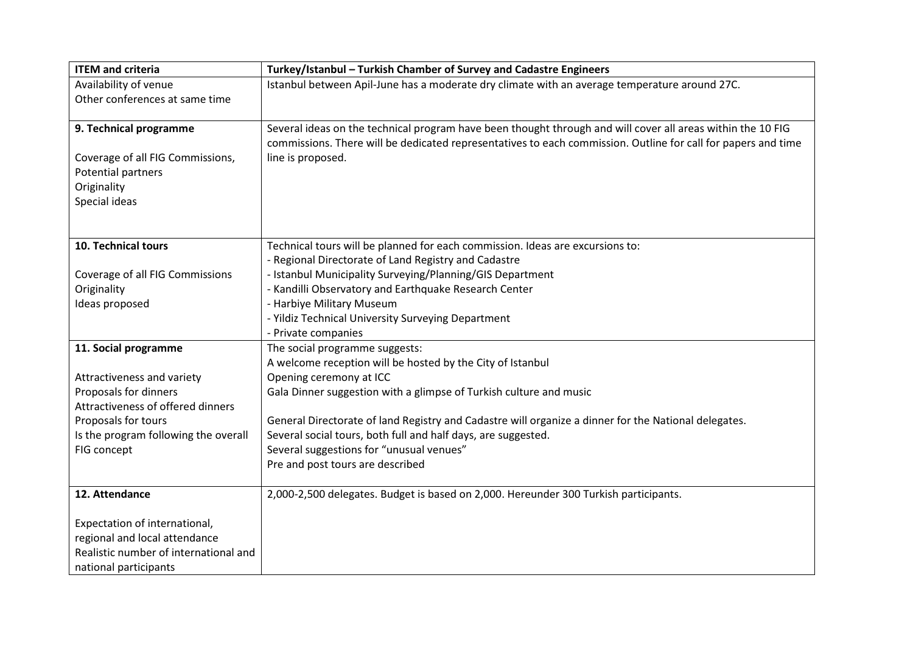| ITEM and criteria | Turkey/Istanbul – Turkish Chamber of Survey and Cadastre Engineers |
| --- | --- |
| Availability of venue<br>Other conferences at same time | Istanbul between Apil-June has a moderate dry climate with an average temperature around 27C. |
| **9. Technical programme**<br><br>Coverage of all FIG Commissions,<br>Potential partners<br>Originality<br>Special ideas | Several ideas on the technical program have been thought through and will cover all areas within the 10 FIG commissions. There will be dedicated representatives to each commission. Outline for call for papers and time line is proposed. |
| **10. Technical tours**<br><br>Coverage of all FIG Commissions<br>Originality<br>Ideas proposed | Technical tours will be planned for each commission. Ideas are excursions to:<br>- Regional Directorate of Land Registry and Cadastre<br>- Istanbul Municipality Surveying/Planning/GIS Department<br>- Kandilli Observatory and Earthquake Research Center<br>- Harbiye Military Museum<br>- Yildiz Technical University Surveying Department<br>- Private companies |
| **11. Social programme**<br><br>Attractiveness and variety<br>Proposals for dinners<br>Attractiveness of offered dinners<br>Proposals for tours<br>Is the program following the overall FIG concept | The social programme suggests:<br>A welcome reception will be hosted by the City of Istanbul<br>Opening ceremony at ICC<br>Gala Dinner suggestion with a glimpse of Turkish culture and music<br><br>General Directorate of land Registry and Cadastre will organize a dinner for the National delegates.<br>Several social tours, both full and half days, are suggested.<br>Several suggestions for "unusual venues"<br>Pre and post tours are described |
| **12. Attendance**<br><br>Expectation of international, regional and local attendance<br>Realistic number of international and national participants | 2,000-2,500 delegates. Budget is based on 2,000. Hereunder 300 Turkish participants. |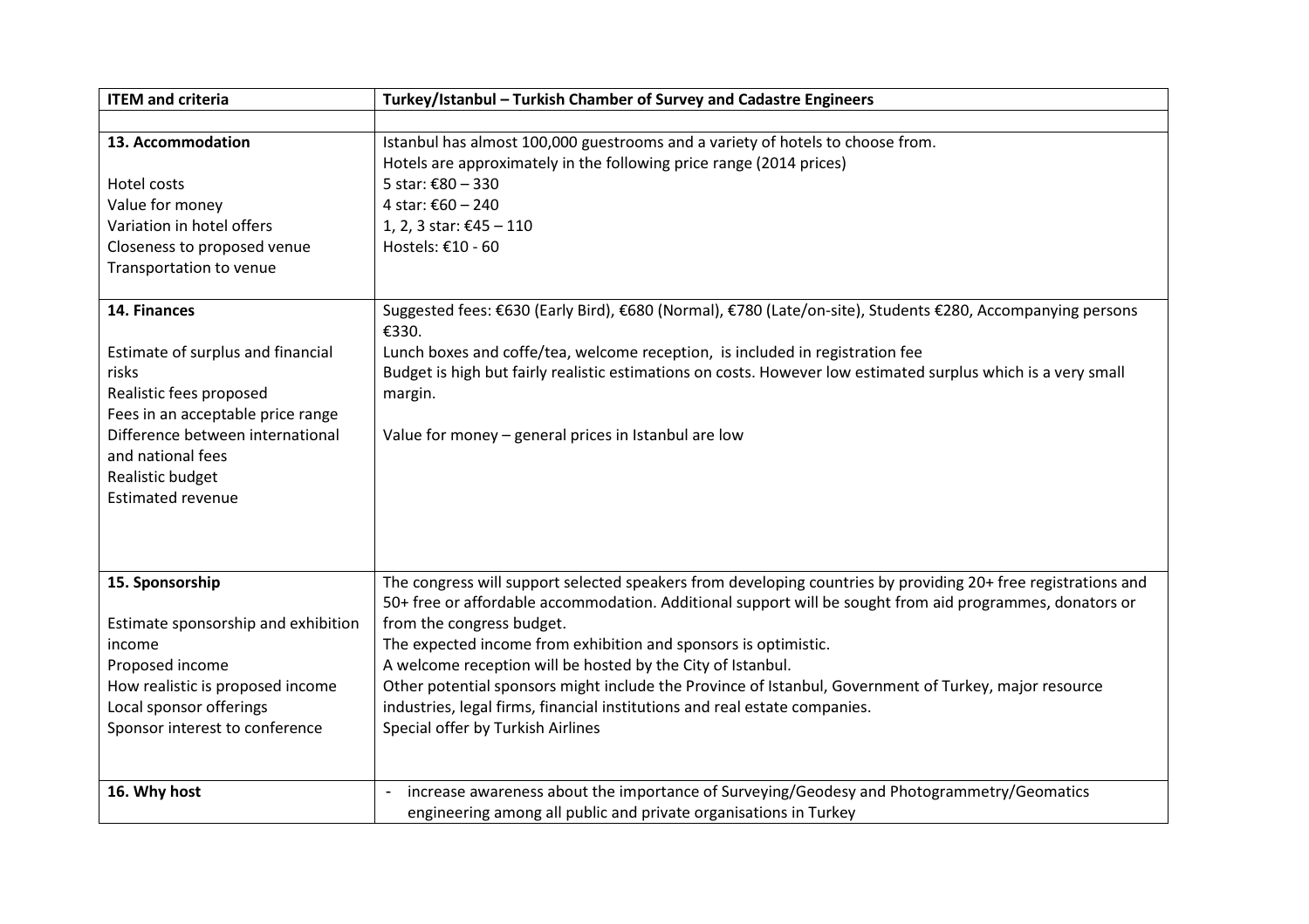| ITEM and criteria | Turkey/Istanbul – Turkish Chamber of Survey and Cadastre Engineers |
|---|---|
| | |
| **13. Accommodation**<br><br>Hotel costs<br>Value for money<br>Variation in hotel offers<br>Closeness to proposed venue<br>Transportation to venue | Istanbul has almost 100,000 guestrooms and a variety of hotels to choose from.<br>Hotels are approximately in the following price range (2014 prices)<br>5 star: €80 – 330<br>4 star: €60 – 240<br>1, 2, 3 star: €45 – 110<br>Hostels: €10 - 60 |
| **14. Finances**<br><br>Estimate of surplus and financial risks<br>Realistic fees proposed<br>Fees in an acceptable price range<br>Difference between international and national fees<br>Realistic budget<br>Estimated revenue | Suggested fees: €630 (Early Bird), €680 (Normal), €780 (Late/on-site), Students €280, Accompanying persons €330.<br>Lunch boxes and coffe/tea, welcome reception, is included in registration fee<br>Budget is high but fairly realistic estimations on costs. However low estimated surplus which is a very small margin.<br><br>Value for money – general prices in Istanbul are low |
| **15. Sponsorship**<br><br>Estimate sponsorship and exhibition income<br>Proposed income<br>How realistic is proposed income<br>Local sponsor offerings<br>Sponsor interest to conference | The congress will support selected speakers from developing countries by providing 20+ free registrations and 50+ free or affordable accommodation. Additional support will be sought from aid programmes, donators or from the congress budget.<br>The expected income from exhibition and sponsors is optimistic.<br>A welcome reception will be hosted by the City of Istanbul.<br>Other potential sponsors might include the Province of Istanbul, Government of Turkey, major resource industries, legal firms, financial institutions and real estate companies.<br>Special offer by Turkish Airlines |
| **16. Why host** | - increase awareness about the importance of Surveying/Geodesy and Photogrammetry/Geomatics engineering among all public and private organisations in Turkey |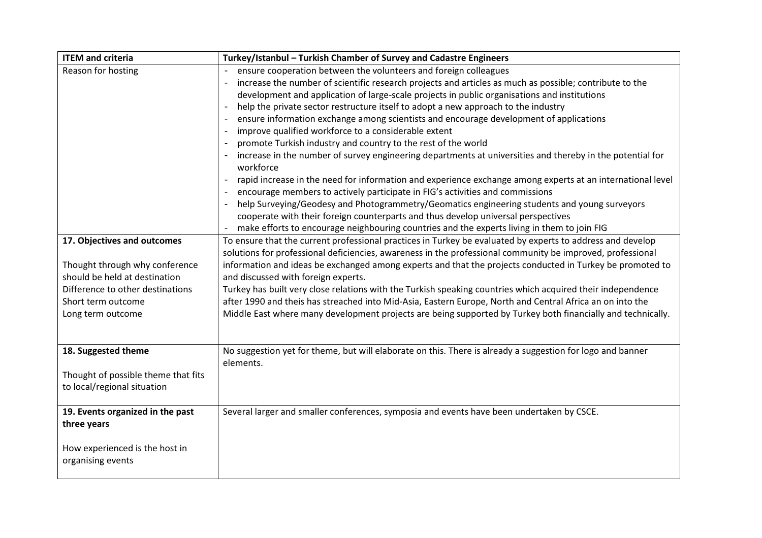| ITEM and criteria | Turkey/Istanbul – Turkish Chamber of Survey and Cadastre Engineers |
|---|---|
| Reason for hosting | - ensure cooperation between the volunteers and foreign colleagues<br>- increase the number of scientific research projects and articles as much as possible; contribute to the development and application of large-scale projects in public organisations and institutions<br>- help the private sector restructure itself to adopt a new approach to the industry<br>- ensure information exchange among scientists and encourage development of applications<br>- improve qualified workforce to a considerable extent<br>- promote Turkish industry and country to the rest of the world<br>- increase in the number of survey engineering departments at universities and thereby in the potential for workforce<br>- rapid increase in the need for information and experience exchange among experts at an international level<br>- encourage members to actively participate in FIG's activities and commissions<br>- help Surveying/Geodesy and Photogrammetry/Geomatics engineering students and young surveyors cooperate with their foreign counterparts and thus develop universal perspectives<br>- make efforts to encourage neighbouring countries and the experts living in them to join FIG |
| **17. Objectives and outcomes**<br><br>Thought through why conference should be held at destination<br>Difference to other destinations<br>Short term outcome<br>Long term outcome | To ensure that the current professional practices in Turkey be evaluated by experts to address and develop solutions for professional deficiencies, awareness in the professional community be improved, professional information and ideas be exchanged among experts and that the projects conducted in Turkey be promoted to and discussed with foreign experts.<br>Turkey has built very close relations with the Turkish speaking countries which acquired their independence after 1990 and theis has streached into Mid-Asia, Eastern Europe, North and Central Africa an on into the Middle East where many development projects are being supported by Turkey both financially and technically. |
| **18. Suggested theme**<br><br>Thought of possible theme that fits to local/regional situation | No suggestion yet for theme, but will elaborate on this. There is already a suggestion for logo and banner elements. |
| **19. Events organized in the past three years**<br><br>How experienced is the host in organising events | Several larger and smaller conferences, symposia and events have been undertaken by CSCE. |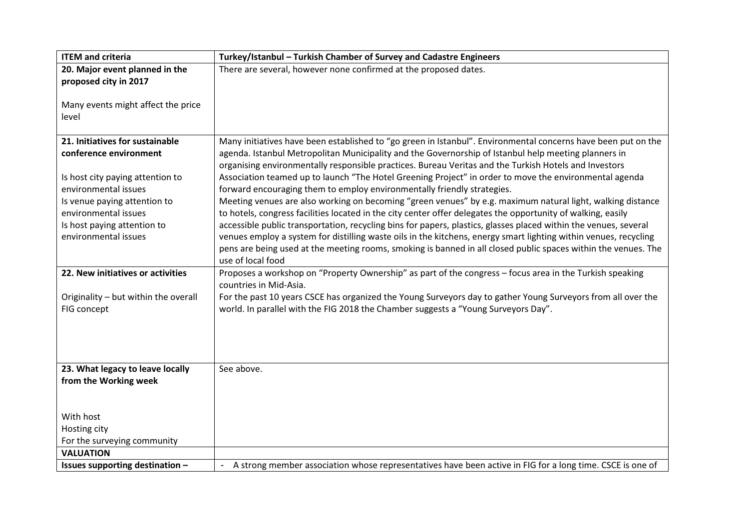| ITEM and criteria | Turkey/Istanbul – Turkish Chamber of Survey and Cadastre Engineers |
|---|---|
| **20. Major event planned in the proposed city in 2017**<br><br>Many events might affect the price level | There are several, however none confirmed at the proposed dates. |
| **21. Initiatives for sustainable conference environment**<br><br>Is host city paying attention to environmental issues<br>Is venue paying attention to environmental issues<br>Is host paying attention to environmental issues | Many initiatives have been established to "go green in Istanbul". Environmental concerns have been put on the agenda. Istanbul Metropolitan Municipality and the Governorship of Istanbul help meeting planners in organising environmentally responsible practices. Bureau Veritas and the Turkish Hotels and Investors Association teamed up to launch "The Hotel Greening Project" in order to move the environmental agenda forward encouraging them to employ environmentally friendly strategies.<br>Meeting venues are also working on becoming "green venues" by e.g. maximum natural light, walking distance to hotels, congress facilities located in the city center offer delegates the opportunity of walking, easily accessible public transportation, recycling bins for papers, plastics, glasses placed within the venues, several venues employ a system for distilling waste oils in the kitchens, energy smart lighting within venues, recycling pens are being used at the meeting rooms, smoking is banned in all closed public spaces within the venues. The use of local food |
| **22. New initiatives or activities**<br><br>Originality – but within the overall FIG concept | Proposes a workshop on "Property Ownership" as part of the congress – focus area in the Turkish speaking countries in Mid-Asia.<br>For the past 10 years CSCE has organized the Young Surveyors day to gather Young Surveyors from all over the world. In parallel with the FIG 2018 the Chamber suggests a "Young Surveyors Day". |
| **23. What legacy to leave locally from the Working week**<br><br>With host<br>Hosting city<br>For the surveying community | See above. |
| **VALUATION** | |
| **Issues supporting destination –** | - A strong member association whose representatives have been active in FIG for a long time. CSCE is one of |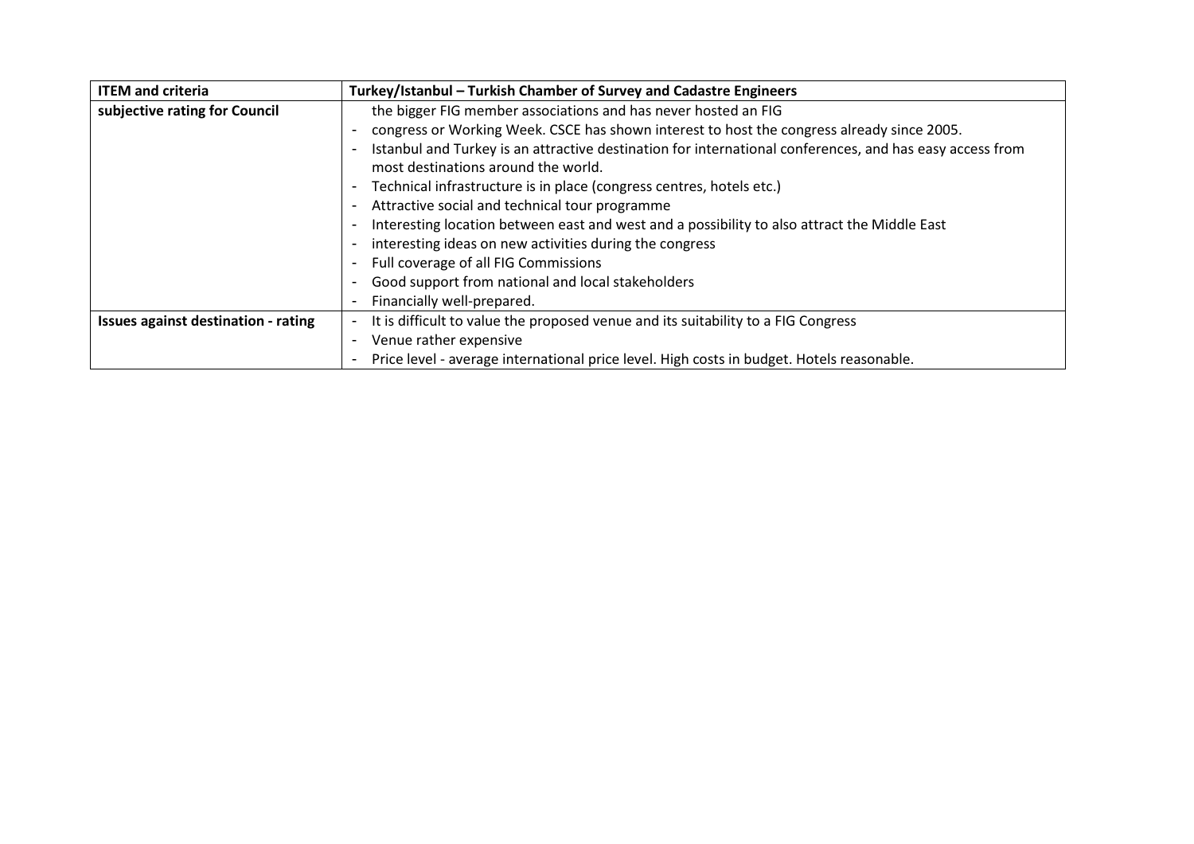| ITEM and criteria | Turkey/Istanbul – Turkish Chamber of Survey and Cadastre Engineers |
|---|---|
| **subjective rating for Council** | the bigger FIG member associations and has never hosted an FIG<br>- congress or Working Week. CSCE has shown interest to host the congress already since 2005.<br>- Istanbul and Turkey is an attractive destination for international conferences, and has easy access from most destinations around the world.<br>- Technical infrastructure is in place (congress centres, hotels etc.)<br>- Attractive social and technical tour programme<br>- Interesting location between east and west and a possibility to also attract the Middle East<br>- interesting ideas on new activities during the congress<br>- Full coverage of all FIG Commissions<br>- Good support from national and local stakeholders<br>- Financially well-prepared. |
| **Issues against destination - rating** | - It is difficult to value the proposed venue and its suitability to a FIG Congress<br>- Venue rather expensive<br>- Price level - average international price level. High costs in budget. Hotels reasonable. |